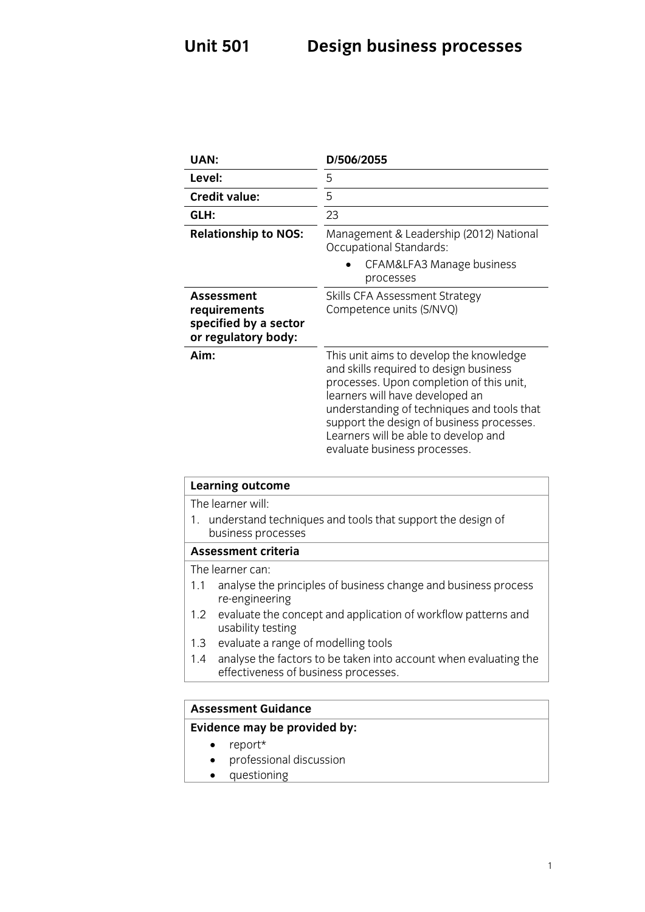# Unit 501 Design business processes

| UAN: | D/506/2055 |
|---|---|
| Level: | 5 |
| Credit value: | 5 |
| GLH: | 23 |
| Relationship to NOS: | Management & Leadership (2012) National Occupational Standards:<br>• CFAM&LFA3 Manage business processes |
| Assessment requirements specified by a sector or regulatory body: | Skills CFA Assessment Strategy Competence units (S/NVQ) |
| Aim: | This unit aims to develop the knowledge and skills required to design business processes. Upon completion of this unit, learners will have developed an understanding of techniques and tools that support the design of business processes. Learners will be able to develop and evaluate business processes. |

**Learning outcome**

The learner will:

1. understand techniques and tools that support the design of business processes

**Assessment criteria**

The learner can:

1.1 analyse the principles of business change and business process re-engineering

1.2 evaluate the concept and application of workflow patterns and usability testing

1.3 evaluate a range of modelling tools

1.4 analyse the factors to be taken into account when evaluating the effectiveness of business processes.

**Assessment Guidance**

**Evidence may be provided by:**

- report*
- professional discussion
- questioning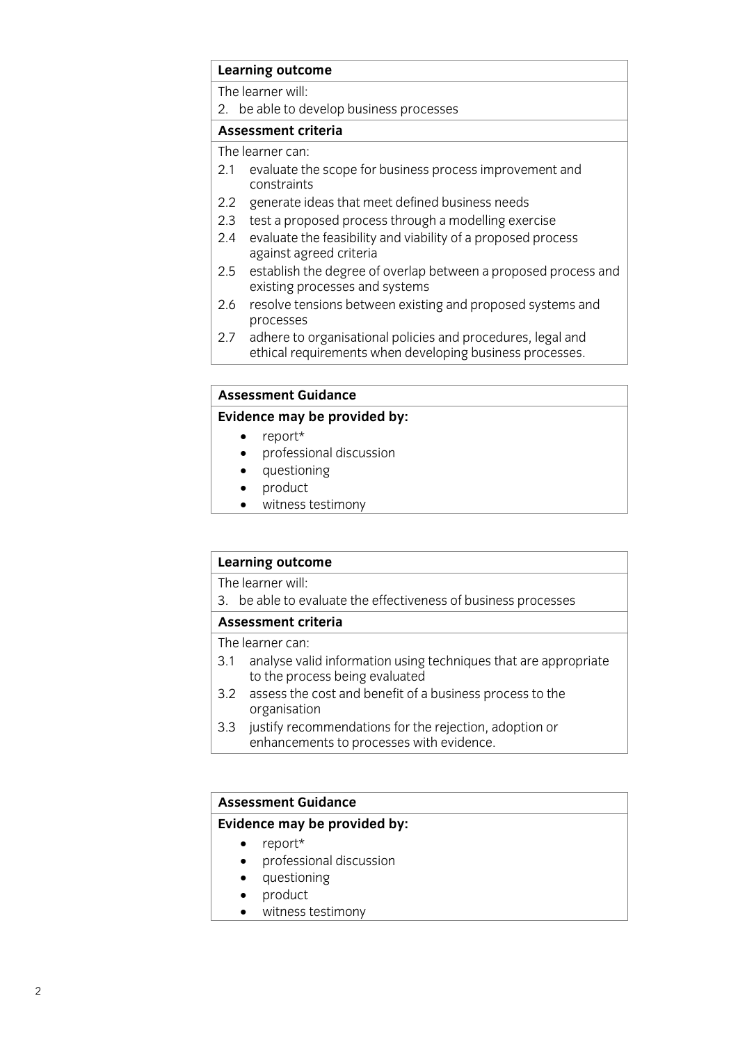| Learning outcome |
|---|
| The learner will:<br>2. be able to develop business processes |
| **Assessment criteria** |
| The learner can:<br>2.1 evaluate the scope for business process improvement and constraints<br>2.2 generate ideas that meet defined business needs<br>2.3 test a proposed process through a modelling exercise<br>2.4 evaluate the feasibility and viability of a proposed process against agreed criteria<br>2.5 establish the degree of overlap between a proposed process and existing processes and systems<br>2.6 resolve tensions between existing and proposed systems and processes<br>2.7 adhere to organisational policies and procedures, legal and ethical requirements when developing business processes. |

| Assessment Guidance |
|---|
| **Evidence may be provided by:**<br>• report*<br>• professional discussion<br>• questioning<br>• product<br>• witness testimony |

| Learning outcome |
|---|
| The learner will:<br>3. be able to evaluate the effectiveness of business processes |
| **Assessment criteria** |
| The learner can:<br>3.1 analyse valid information using techniques that are appropriate to the process being evaluated<br>3.2 assess the cost and benefit of a business process to the organisation<br>3.3 justify recommendations for the rejection, adoption or enhancements to processes with evidence. |

| Assessment Guidance |
|---|
| **Evidence may be provided by:**<br>• report*<br>• professional discussion<br>• questioning<br>• product<br>• witness testimony |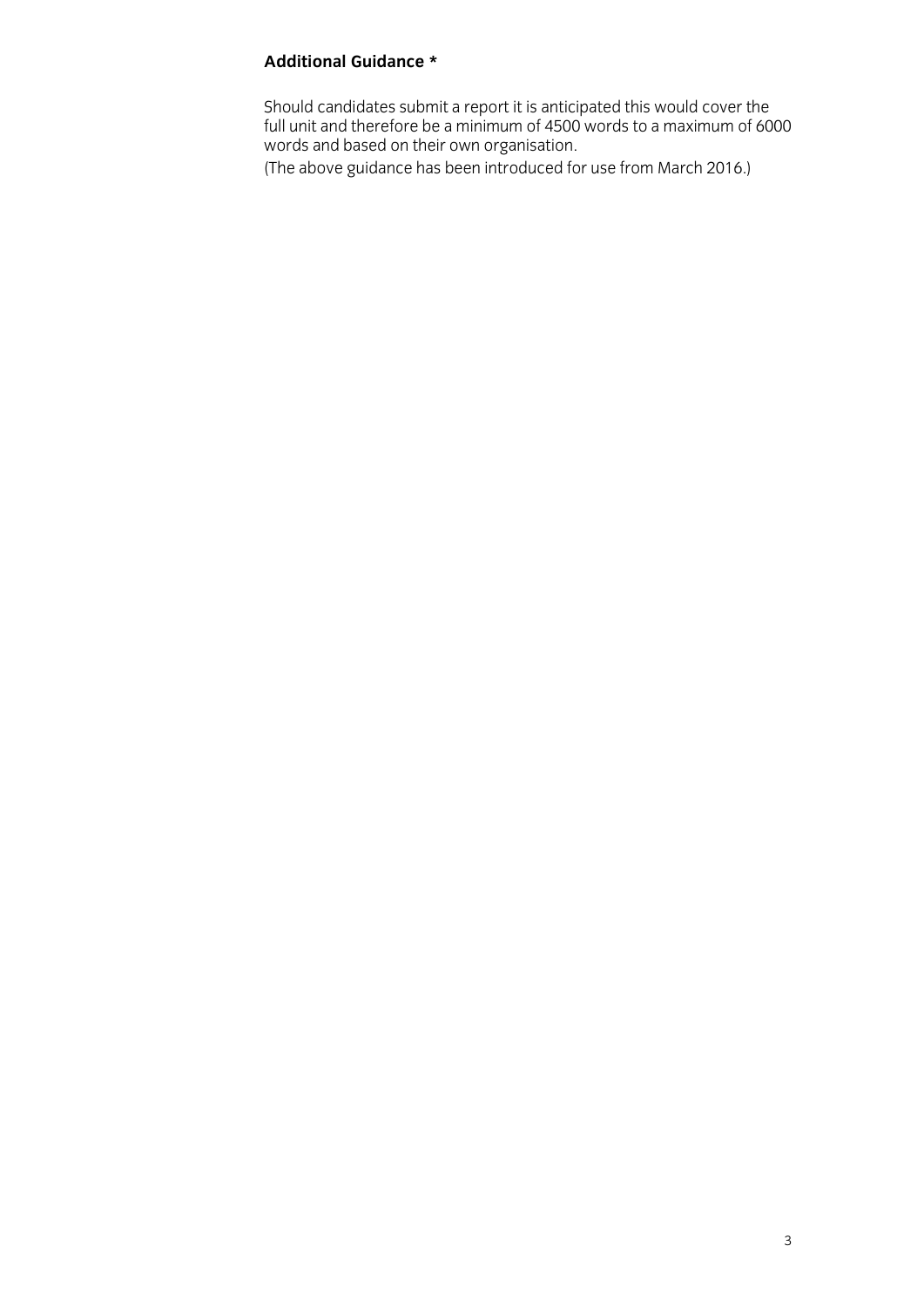## Additional Guidance *

Should candidates submit a report it is anticipated this would cover the full unit and therefore be a minimum of 4500 words to a maximum of 6000 words and based on their own organisation.

(The above guidance has been introduced for use from March 2016.)